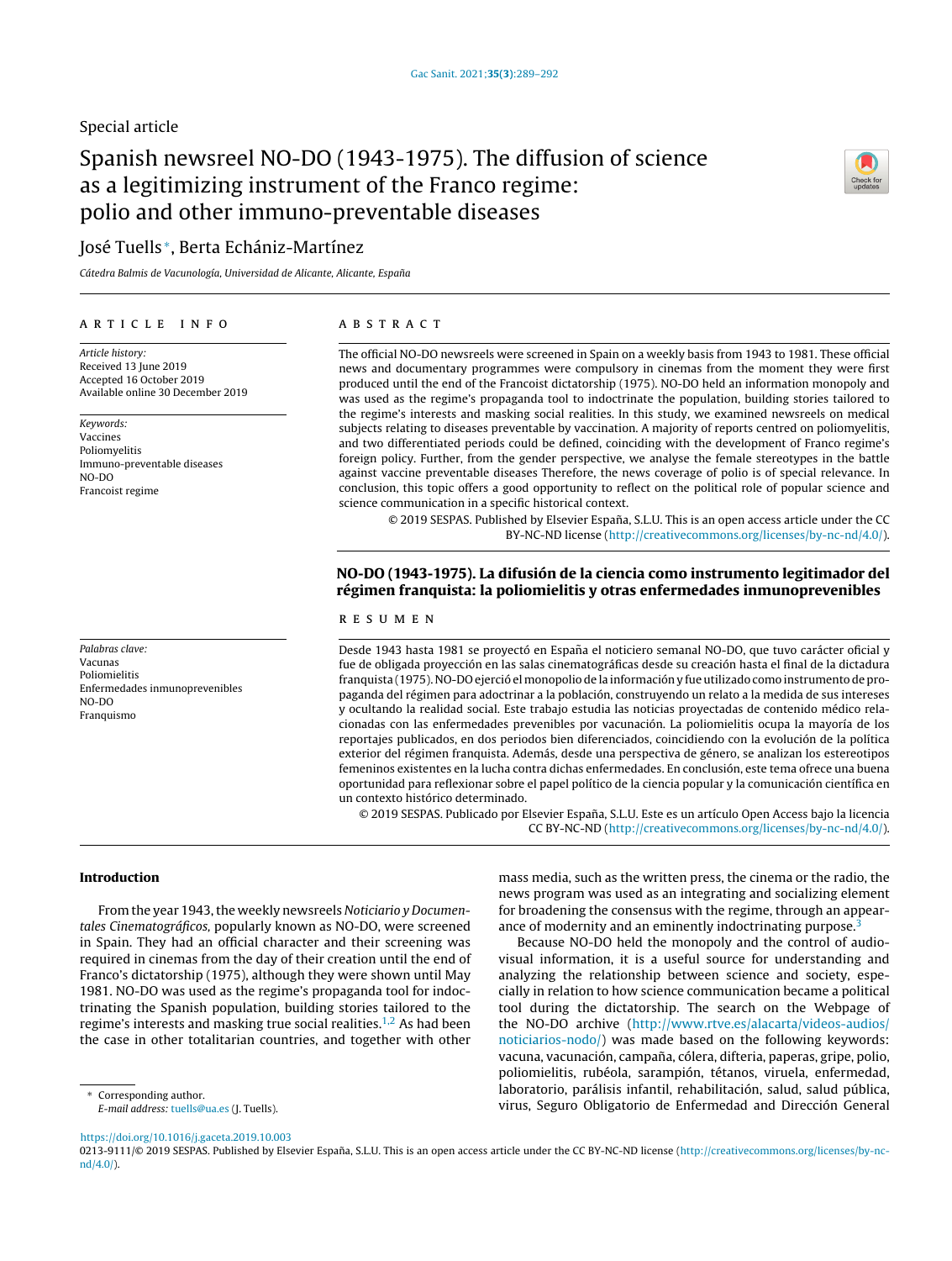Special article

# Spanish newsreel NO-DO (1943-1975). The diffusion of science as a legitimizing instrument of the Franco regime: polio and other immuno-preventable diseases

José Tuells*, Berta Echániz-Martínez

*Cátedra Balmis de Vacunología, Universidad de Alicante, Alicante, España*

## ARTICLE INFO

*Article history:*
Received 13 June 2019
Accepted 16 October 2019
Available online 30 December 2019

*Keywords:*
Vaccines
Poliomyelitis
Immuno-preventable diseases
NO-DO
Francoist regime

## ABSTRACT

The official NO-DO newsreels were screened in Spain on a weekly basis from 1943 to 1981. These official news and documentary programmes were compulsory in cinemas from the moment they were first produced until the end of the Francoist dictatorship (1975). NO-DO held an information monopoly and was used as the regime's propaganda tool to indoctrinate the population, building stories tailored to the regime's interests and masking social realities. In this study, we examined newsreels on medical subjects relating to diseases preventable by vaccination. A majority of reports centred on poliomyelitis, and two differentiated periods could be defined, coinciding with the development of Franco regime's foreign policy. Further, from the gender perspective, we analyse the female stereotypes in the battle against vaccine preventable diseases Therefore, the news coverage of polio is of special relevance. In conclusion, this topic offers a good opportunity to reflect on the political role of popular science and science communication in a specific historical context.

© 2019 SESPAS. Published by Elsevier España, S.L.U. This is an open access article under the CC BY-NC-ND license (http://creativecommons.org/licenses/by-nc-nd/4.0/).

## NO-DO (1943-1975). La difusión de la ciencia como instrumento legitimador del régimen franquista: la poliomielitis y otras enfermedades inmunoprevenibles

*Palabras clave:*
Vacunas
Poliomielitis
Enfermedades inmunoprevenibles
NO-DO
Franquismo

## RESUMEN

Desde 1943 hasta 1981 se proyectó en España el noticiero semanal NO-DO, que tuvo carácter oficial y fue de obligada proyección en las salas cinematográficas desde su creación hasta el final de la dictadura franquista (1975). NO-DO ejerció el monopolio de la información y fue utilizado como instrumento de propaganda del régimen para adoctrinar a la población, construyendo un relato a la medida de sus intereses y ocultando la realidad social. Este trabajo estudia las noticias proyectadas de contenido médico relacionadas con las enfermedades prevenibles por vacunación. La poliomielitis ocupa la mayoría de los reportajes publicados, en dos periodos bien diferenciados, coincidiendo con la evolución de la política exterior del régimen franquista. Además, desde una perspectiva de género, se analizan los estereotipos femeninos existentes en la lucha contra dichas enfermedades. En conclusión, este tema ofrece una buena oportunidad para reflexionar sobre el papel político de la ciencia popular y la comunicación científica en un contexto histórico determinado.

© 2019 SESPAS. Publicado por Elsevier España, S.L.U. Este es un artículo Open Access bajo la licencia CC BY-NC-ND (http://creativecommons.org/licenses/by-nc-nd/4.0/).

### Introduction

From the year 1943, the weekly newsreels *Noticiario y Documentales Cinematográficos*, popularly known as NO-DO, were screened in Spain. They had an official character and their screening was required in cinemas from the day of their creation until the end of Franco's dictatorship (1975), although they were shown until May 1981. NO-DO was used as the regime's propaganda tool for indoctrinating the Spanish population, building stories tailored to the regime's interests and masking true social realities.[1,2] As had been the case in other totalitarian countries, and together with other mass media, such as the written press, the cinema or the radio, the news program was used as an integrating and socializing element for broadening the consensus with the regime, through an appearance of modernity and an eminently indoctrinating purpose.[3]

Because NO-DO held the monopoly and the control of audiovisual information, it is a useful source for understanding and analyzing the relationship between science and society, especially in relation to how science communication became a political tool during the dictatorship. The search on the Webpage of the NO-DO archive (http://www.rtve.es/alacarta/videos-audios/noticiarios-nodo/) was made based on the following keywords: vacuna, vacunación, campaña, cólera, difteria, paperas, gripe, polio, poliomielitis, rubéola, sarampión, tétanos, viruela, enfermedad, laboratorio, parálisis infantil, rehabilitación, salud, salud pública, virus, Seguro Obligatorio de Enfermedad and Dirección General

\* Corresponding author.
*E-mail address:* tuells@ua.es (J. Tuells).

https://doi.org/10.1016/j.gaceta.2019.10.003
0213-9111/© 2019 SESPAS. Published by Elsevier España, S.L.U. This is an open access article under the CC BY-NC-ND license (http://creativecommons.org/licenses/by-nc-nd/4.0/).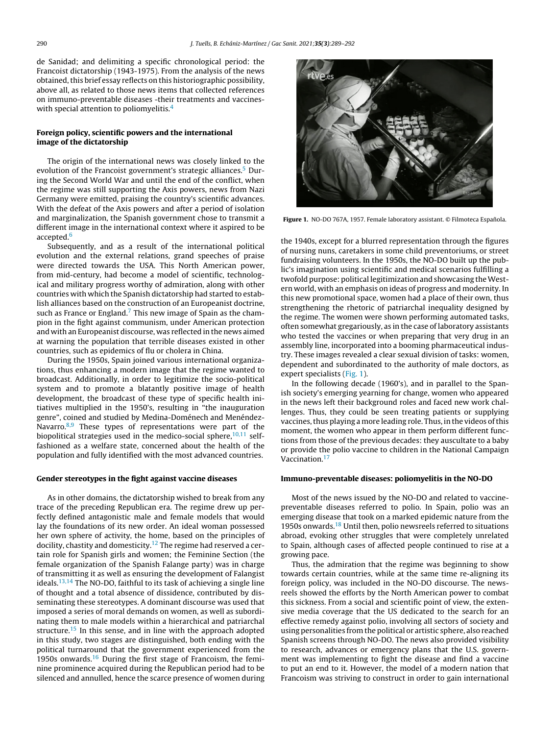de Sanidad; and delimiting a specific chronological period: the Francoist dictatorship (1943-1975). From the analysis of the news obtained, this brief essay reflects on this historiographic possibility, above all, as related to those news items that collected references on immuno-preventable diseases -their treatments and vaccines- with special attention to poliomyelitis.[4]

## Foreign policy, scientific powers and the international image of the dictatorship

The origin of the international news was closely linked to the evolution of the Francoist government's strategic alliances.[5] During the Second World War and until the end of the conflict, when the regime was still supporting the Axis powers, news from Nazi Germany were emitted, praising the country's scientific advances. With the defeat of the Axis powers and after a period of isolation and marginalization, the Spanish government chose to transmit a different image in the international context where it aspired to be accepted.[6]

Subsequently, and as a result of the international political evolution and the external relations, grand speeches of praise were directed towards the USA. This North American power, from mid-century, had become a model of scientific, technological and military progress worthy of admiration, along with other countries with which the Spanish dictatorship had started to establish alliances based on the construction of an Europeanist doctrine, such as France or England.[7] This new image of Spain as the champion in the fight against communism, under American protection and with an Europeanist discourse, was reflected in the news aimed at warning the population that terrible diseases existed in other countries, such as epidemics of flu or cholera in China.

During the 1950s, Spain joined various international organizations, thus enhancing a modern image that the regime wanted to broadcast. Additionally, in order to legitimize the socio-political system and to promote a blatantly positive image of health development, the broadcast of these type of specific health initiatives multiplied in the 1950's, resulting in "the inauguration genre", coined and studied by Medina-Doménech and Menéndez-Navarro.[8,9] These types of representations were part of the biopolitical strategies used in the medico-social sphere,[10,11] self-fashioned as a welfare state, concerned about the health of the population and fully identified with the most advanced countries.

## Gender stereotypes in the fight against vaccine diseases

As in other domains, the dictatorship wished to break from any trace of the preceding Republican era. The regime drew up perfectly defined antagonistic male and female models that would lay the foundations of its new order. An ideal woman possessed her own sphere of activity, the home, based on the principles of docility, chastity and domesticity.[12] The regime had reserved a certain role for Spanish girls and women; the Feminine Section (the female organization of the Spanish Falange party) was in charge of transmitting it as well as ensuring the development of Falangist ideals.[13,14] The NO-DO, faithful to its task of achieving a single line of thought and a total absence of dissidence, contributed by disseminating these stereotypes. A dominant discourse was used that imposed a series of moral demands on women, as well as subordinating them to male models within a hierarchical and patriarchal structure.[15] In this sense, and in line with the approach adopted in this study, two stages are distinguished, both ending with the political turnaround that the government experienced from the 1950s onwards.[16] During the first stage of Francoism, the feminine prominence acquired during the Republican period had to be silenced and annulled, hence the scarce presence of women during the 1940s, except for a blurred representation through the figures of nursing nuns, caretakers in some child preventoriums, or street fundraising volunteers. In the 1950s, the NO-DO built up the public's imagination using scientific and medical scenarios fulfilling a twofold purpose: political legitimization and showcasing the Western world, with an emphasis on ideas of progress and modernity. In this new promotional space, women had a place of their own, thus strengthening the rhetoric of patriarchal inequality designed by the regime. The women were shown performing automated tasks, often somewhat gregariously, as in the case of laboratory assistants who tested the vaccines or when preparing that very drug in an assembly line, incorporated into a booming pharmaceutical industry. These images revealed a clear sexual division of tasks: women, dependent and subordinated to the authority of male doctors, as expert specialists (Fig. 1).

**Figure 1.** NO-DO 767A, 1957. Female laboratory assistant. © Filmoteca Española.

In the following decade (1960's), and in parallel to the Spanish society's emerging yearning for change, women who appeared in the news left their background roles and faced new work challenges. Thus, they could be seen treating patients or supplying vaccines, thus playing a more leading role. Thus, in the videos of this moment, the women who appear in them perform different functions from those of the previous decades: they auscultate to a baby or provide the polio vaccine to children in the National Campaign Vaccination.[17]

## Immuno-preventable diseases: poliomyelitis in the NO-DO

Most of the news issued by the NO-DO and related to vaccine-preventable diseases referred to polio. In Spain, polio was an emerging disease that took on a marked epidemic nature from the 1950s onwards.[18] Until then, polio newsreels referred to situations abroad, evoking other struggles that were completely unrelated to Spain, although cases of affected people continued to rise at a growing pace.

Thus, the admiration that the regime was beginning to show towards certain countries, while at the same time re-aligning its foreign policy, was included in the NO-DO discourse. The newsreels showed the efforts by the North American power to combat this sickness. From a social and scientific point of view, the extensive media coverage that the US dedicated to the search for an effective remedy against polio, involving all sectors of society and using personalities from the political or artistic sphere, also reached Spanish screens through NO-DO. The news also provided visibility to research, advances or emergency plans that the U.S. government was implementing to fight the disease and find a vaccine to put an end to it. However, the model of a modern nation that Francoism was striving to construct in order to gain international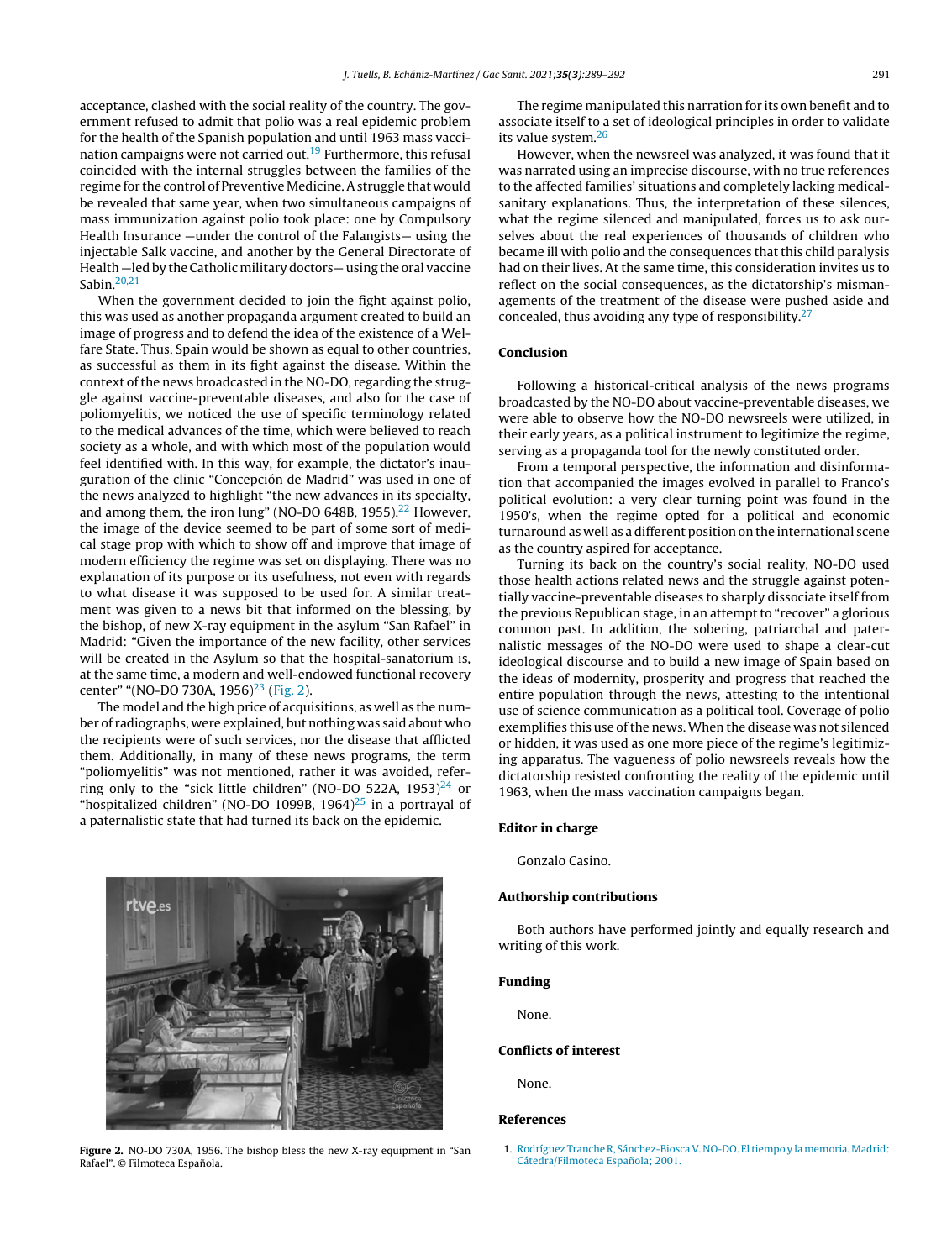acceptance, clashed with the social reality of the country. The government refused to admit that polio was a real epidemic problem for the health of the Spanish population and until 1963 mass vaccination campaigns were not carried out.[19] Furthermore, this refusal coincided with the internal struggles between the families of the regime for the control of Preventive Medicine. A struggle that would be revealed that same year, when two simultaneous campaigns of mass immunization against polio took place: one by Compulsory Health Insurance —under the control of the Falangists— using the injectable Salk vaccine, and another by the General Directorate of Health —led by the Catholic military doctors— using the oral vaccine Sabin.[20,21]

When the government decided to join the fight against polio, this was used as another propaganda argument created to build an image of progress and to defend the idea of the existence of a Welfare State. Thus, Spain would be shown as equal to other countries, as successful as them in its fight against the disease. Within the context of the news broadcasted in the NO-DO, regarding the struggle against vaccine-preventable diseases, and also for the case of poliomyelitis, we noticed the use of specific terminology related to the medical advances of the time, which were believed to reach society as a whole, and with which most of the population would feel identified with. In this way, for example, the dictator's inauguration of the clinic "Concepción de Madrid" was used in one of the news analyzed to highlight "the new advances in its specialty, and among them, the iron lung" (NO-DO 648B, 1955).[22] However, the image of the device seemed to be part of some sort of medical stage prop with which to show off and improve that image of modern efficiency the regime was set on displaying. There was no explanation of its purpose or its usefulness, not even with regards to what disease it was supposed to be used for. A similar treatment was given to a news bit that informed on the blessing, by the bishop, of new X-ray equipment in the asylum "San Rafael" in Madrid: "Given the importance of the new facility, other services will be created in the Asylum so that the hospital-sanatorium is, at the same time, a modern and well-endowed functional recovery center" "(NO-DO 730A, 1956)[23] (Fig. 2).

The model and the high price of acquisitions, as well as the number of radiographs, were explained, but nothing was said about who the recipients were of such services, nor the disease that afflicted them. Additionally, in many of these news programs, the term "poliomyelitis" was not mentioned, rather it was avoided, referring only to the "sick little children" (NO-DO 522A, 1953)[24] or "hospitalized children" (NO-DO 1099B, 1964)[25] in a portrayal of a paternalistic state that had turned its back on the epidemic.

**Figure 2.** NO-DO 730A, 1956. The bishop bless the new X-ray equipment in "San Rafael". © Filmoteca Española.

The regime manipulated this narration for its own benefit and to associate itself to a set of ideological principles in order to validate its value system.[26]

However, when the newsreel was analyzed, it was found that it was narrated using an imprecise discourse, with no true references to the affected families' situations and completely lacking medical-sanitary explanations. Thus, the interpretation of these silences, what the regime silenced and manipulated, forces us to ask ourselves about the real experiences of thousands of children who became ill with polio and the consequences that this child paralysis had on their lives. At the same time, this consideration invites us to reflect on the social consequences, as the dictatorship's mismanagements of the treatment of the disease were pushed aside and concealed, thus avoiding any type of responsibility.[27]

## Conclusion

Following a historical-critical analysis of the news programs broadcasted by the NO-DO about vaccine-preventable diseases, we were able to observe how the NO-DO newsreels were utilized, in their early years, as a political instrument to legitimize the regime, serving as a propaganda tool for the newly constituted order.

From a temporal perspective, the information and disinformation that accompanied the images evolved in parallel to Franco's political evolution: a very clear turning point was found in the 1950's, when the regime opted for a political and economic turnaround as well as a different position on the international scene as the country aspired for acceptance.

Turning its back on the country's social reality, NO-DO used those health actions related news and the struggle against potentially vaccine-preventable diseases to sharply dissociate itself from the previous Republican stage, in an attempt to "recover" a glorious common past. In addition, the sobering, patriarchal and paternalistic messages of the NO-DO were used to shape a clear-cut ideological discourse and to build a new image of Spain based on the ideas of modernity, prosperity and progress that reached the entire population through the news, attesting to the intentional use of science communication as a political tool. Coverage of polio exemplifies this use of the news. When the disease was not silenced or hidden, it was used as one more piece of the regime's legitimizing apparatus. The vagueness of polio newsreels reveals how the dictatorship resisted confronting the reality of the epidemic until 1963, when the mass vaccination campaigns began.

## Editor in charge

Gonzalo Casino.

## Authorship contributions

Both authors have performed jointly and equally research and writing of this work.

## Funding

None.

## Conflicts of interest

None.

## References

1. Rodríguez Tranche R, Sánchez-Biosca V. NO-DO. El tiempo y la memoria. Madrid: Cátedra/Filmoteca Española; 2001.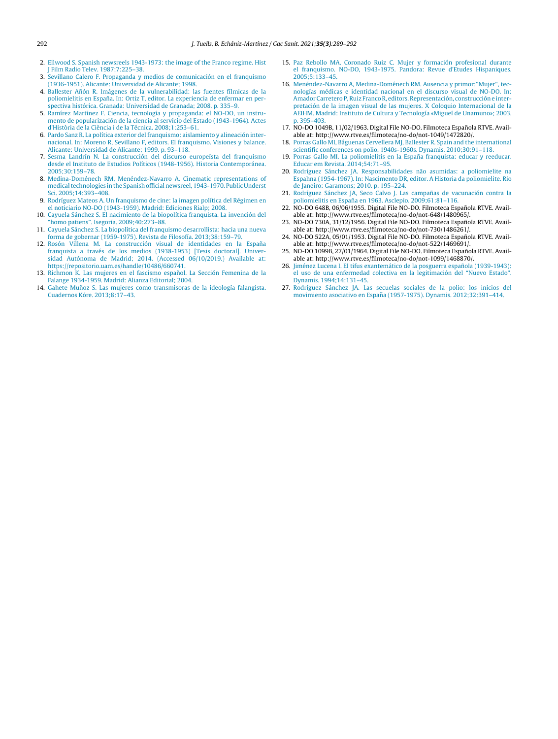2. Ellwood S. Spanish newsreels 1943-1973: the image of the Franco regime. Hist J Film Radio Telev. 1987;7:225–38.
3. Sevillano Calero F. Propaganda y medios de comunicación en el franquismo (1936-1951). Alicante: Universidad de Alicante; 1998.
4. Ballester Añón R. Imágenes de la vulnerabilidad: las fuentes fílmicas de la poliomielitis en España. In: Ortiz T, editor. La experiencia de enfermar en perspectiva histórica. Granada: Universidad de Granada; 2008. p. 335–9.
5. Ramírez Martínez F. Ciencia, tecnología y propaganda: el NO-DO, un instrumento de popularización de la ciencia al servicio del Estado (1943-1964). Actes d'Història de la Ciència i de la Tècnica. 2008;1:253–61.
6. Pardo Sanz R. La política exterior del franquismo: aislamiento y alineación internacional. In: Moreno R, Sevillano F, editors. El franquismo. Visiones y balance. Alicante: Universidad de Alicante; 1999. p. 93–118.
7. Sesma Landrín N. La construcción del discurso europeísta del franquismo desde el Instituto de Estudios Políticos (1948-1956). Historia Contemporánea. 2005;30:159–78.
8. Medina-Doménech RM, Menéndez-Navarro A. Cinematic representations of medical technologies in the Spanish official newsreel, 1943-1970. Public Underst Sci. 2005;14:393–408.
9. Rodríguez Mateos A. Un franquismo de cine: la imagen política del Régimen en el noticiario NO-DO (1943-1959). Madrid: Ediciones Rialp; 2008.
10. Cayuela Sánchez S. El nacimiento de la biopolítica franquista. La invención del "homo patiens". Isegoría. 2009;40:273–88.
11. Cayuela Sánchez S. La biopolítica del franquismo desarrollista: hacia una nueva forma de gobernar (1959-1975). Revista de Filosofía. 2013;38:159–79.
12. Rosón Villena M. La construcción visual de identidades en la España franquista a través de los medios (1938-1953) [Tesis doctoral]. Universidad Autónoma de Madrid; 2014. (Accessed 06/10/2019.) Available at: https://repositorio.uam.es/handle/10486/660741.
13. Richmon K. Las mujeres en el fascismo español. La Sección Femenina de la Falange 1934-1959. Madrid: Alianza Editorial; 2004.
14. Gahete Muñoz S. Las mujeres como transmisoras de la ideología falangista. Cuadernos Kóre. 2013;8:17–43.
15. Paz Rebollo MA, Coronado Ruiz C. Mujer y formación profesional durante el franquismo. NO-DO, 1943-1975. Pandora: Revue d'Etudes Hispaniques. 2005;5:133–45.
16. Menéndez-Navarro A, Medina-Doménech RM. Ausencia y primor:"Mujer", tecnologías médicas e identidad nacional en el discurso visual de NO-DO. In: Amador Carretero P, Ruiz Franco R, editors. Representación, construcción e interpretación de la imagen visual de las mujeres. X Coloquio Internacional de la AEIHM. Madrid: Instituto de Cultura y Tecnología «Miguel de Unamuno»; 2003. p. 395–403.
17. NO-DO 1049B, 11/02/1963. Digital File NO-DO. Filmoteca Española RTVE. Available at: http://www.rtve.es/filmoteca/no-do/not-1049/1472820/.
18. Porras Gallo MI, Báguenas Cervellera MJ, Ballester R. Spain and the international scientific conferences on polio, 1940s-1960s. Dynamis. 2010;30:91–118.
19. Porras Gallo MI. La poliomielitis en la España franquista: educar y reeducar. Educar em Revista. 2014;54:71–95.
20. Rodríguez Sánchez JA. Responsabilidades não asumidas: a poliomielite na Espahna (1954-1967). In: Nascimento DR, editor. A Historia da poliomielite. Rio de Janeiro: Garamons; 2010. p. 195–224.
21. Rodríguez Sánchez JA, Seco Calvo J. Las campañas de vacunación contra la poliomielitis en España en 1963. Asclepio. 2009;61:81–116.
22. NO-DO 648B, 06/06/1955. Digital File NO-DO. Filmoteca Española RTVE. Available at: http://www.rtve.es/filmoteca/no-do/not-648/1480965/.
23. NO-DO 730A, 31/12/1956. Digital File NO-DO. Filmoteca Española RTVE. Available at: http://www.rtve.es/filmoteca/no-do/not-730/1486261/.
24. NO-DO 522A, 05/01/1953. Digital File NO-DO. Filmoteca Española RTVE. Available at: http://www.rtve.es/filmoteca/no-do/not-522/1469691/.
25. NO-DO 1099B, 27/01/1964. Digital File NO-DO. Filmoteca Española RTVE. Available at: http://www.rtve.es/filmoteca/no-do/not-1099/1468870/.
26. Jiménez Lucena I. El tifus exantemático de la posguerra española (1939-1943): el uso de una enfermedad colectiva en la legitimación del "Nuevo Estado". Dynamis. 1994;14:131–45.
27. Rodríguez Sánchez JA. Las secuelas sociales de la polio: los inicios del movimiento asociativo en España (1957-1975). Dynamis. 2012;32:391–414.